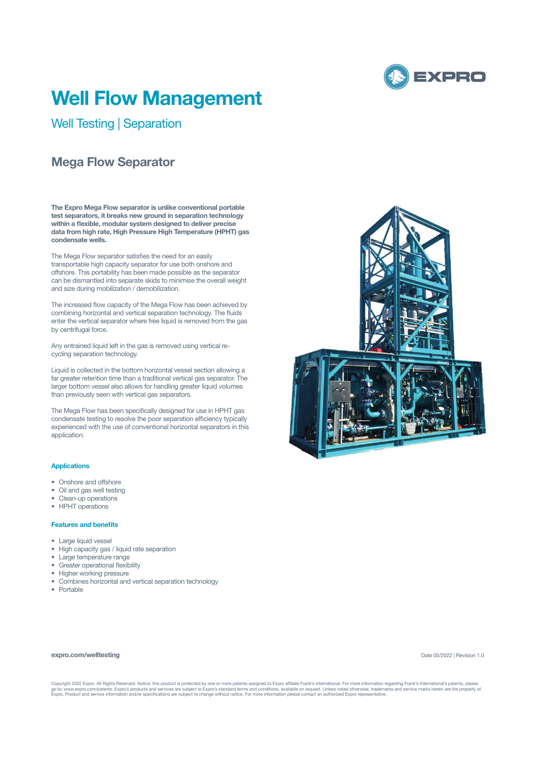# Well Flow Management

## Well Testing | Separation

### Mega Flow Separator

**The Expro Mega Flow separator is unlike conventional portable test separators, it breaks new ground in separation technology within a flexible, modular system designed to deliver precise data from high rate, High Pressure High Temperature (HPHT) gas condensate wells.**

The Mega Flow separator satisfies the need for an easily transportable high capacity separator for use both onshore and offshore. This portability has been made possible as the separator can be dismantled into separate skids to minimise the overall weight and size during mobilization / demobilization.

The increased flow capacity of the Mega Flow has been achieved by combining horizontal and vertical separation technology. The fluids enter the vertical separator where free liquid is removed from the gas by centrifugal force.

Any entrained liquid left in the gas is removed using vertical re-cycling separation technology.

Liquid is collected in the bottom horizontal vessel section allowing a far greater retention time than a traditional vertical gas separator. The larger bottom vessel also allows for handling greater liquid volumes than previously seen with vertical gas separators.

The Mega Flow has been specifically designed for use in HPHT gas condensate testing to resolve the poor separation efficiency typically experienced with the use of conventional horizontal separators in this application.

#### Applications

- Onshore and offshore
- Oil and gas well testing
- Clean-up operations
- HPHT operations

#### Features and benefits

- Large liquid vessel
- High capacity gas / liquid rate separation
- Large temperature range
- Greater operational flexibility
- Higher working pressure
- Combines horizontal and vertical separation technology
- Portable

**expro.com/welltesting**

Date 05/2022 | Revision 1.0

Copyright 2022 Expro. All Rights Reserved. Notice: this product is protected by one or more patents assigned to Expro affiliate Frank's International. For more information regarding Frank's International's patents, please go to: www.expro.com/patents. Expro's products and services are subject to Expro's standard terms and conditions, available on request. Unless noted otherwise, trademarks and service marks herein are the property of Expro. Product and service information and/or specifications are subject to change without notice. For more information please contact an authorized Expro representative.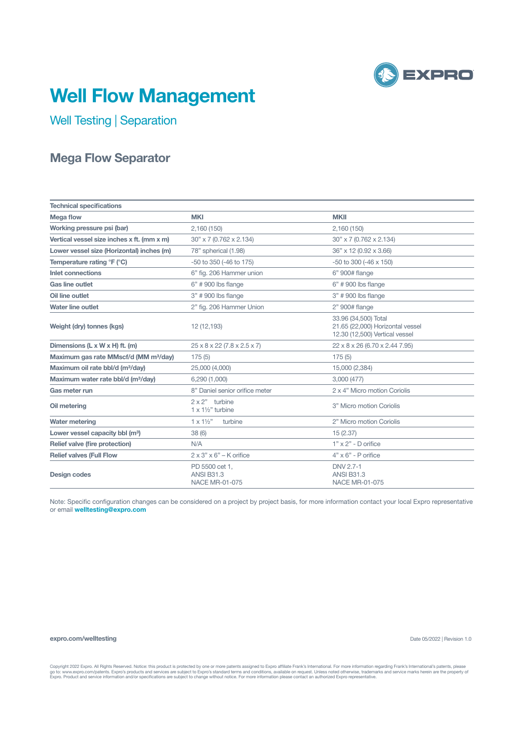# Well Flow Management

Well Testing | Separation

## Mega Flow Separator

| Technical specifications | | |
|---|---|---|
| **Mega flow** | **MKI** | **MKII** |
| **Working pressure psi (bar)** | 2,160 (150) | 2,160 (150) |
| **Vertical vessel size inches x ft. (mm x m)** | 30" x 7 (0.762 x 2.134) | 30" x 7 (0.762 x 2.134) |
| **Lower vessel size (Horizontal) inches (m)** | 78" spherical (1.98) | 36" x 12 (0.92 x 3.66) |
| **Temperature rating °F (°C)** | -50 to 350 (-46 to 175) | -50 to 300 (-46 x 150) |
| **Inlet connections** | 6" fig. 206 Hammer union | 6" 900# flange |
| **Gas line outlet** | 6" # 900 lbs flange | 6" # 900 lbs flange |
| **Oil line outlet** | 3" # 900 lbs flange | 3" # 900 lbs flange |
| **Water line outlet** | 2" fig. 206 Hammer Union | 2" 900# flange |
| **Weight (dry) tonnes (kgs)** | 12 (12,193) | 33.96 (34,500) Total<br>21.65 (22,000) Horizontal vessel<br>12.30 (12,500) Vertical vessel |
| **Dimensions (L x W x H) ft. (m)** | 25 x 8 x 22 (7.8 x 2.5 x 7) | 22 x 8 x 26 (6.70 x 2.44 7.95) |
| **Maximum gas rate MMscf/d (MM m³/day)** | 175 (5) | 175 (5) |
| **Maximum oil rate bbl/d (m³/day)** | 25,000 (4,000) | 15,000 (2,384) |
| **Maximum water rate bbl/d (m³/day)** | 6,290 (1,000) | 3,000 (477) |
| **Gas meter run** | 8" Daniel senior orifice meter | 2 x 4" Micro motion Coriolis |
| **Oil metering** | 2 x 2" turbine<br>1 x 1½" turbine | 3" Micro motion Coriolis |
| **Water metering** | 1 x 1½" turbine | 2" Micro motion Coriolis |
| **Lower vessel capacity bbl (m³)** | 38 (6) | 15 (2.37) |
| **Relief valve (fire protection)** | N/A | 1" x 2" - D orifice |
| **Relief valves (Full Flow** | 2 x 3" x 6" – K orifice | 4" x 6" - P orifice |
| **Design codes** | PD 5500 cet 1,<br>ANSI B31.3<br>NACE MR-01-075 | DNV 2.7-1<br>ANSI B31.3<br>NACE MR-01-075 |

Note: Specific configuration changes can be considered on a project by project basis, for more information contact your local Expro representative or email **welltesting@expro.com**

**expro.com/welltesting**

Date 05/2022 | Revision 1.0

Copyright 2022 Expro. All Rights Reserved. Notice: this product is protected by one or more patents assigned to Expro affiliate Frank's International. For more information regarding Frank's International's patents, please go to: www.expro.com/patents. Expro's products and services are subject to Expro's standard terms and conditions, available on request. Unless noted otherwise, trademarks and service marks herein are the property of Expro. Product and service information and/or specifications are subject to change without notice. For more information please contact an authorized Expro representative.